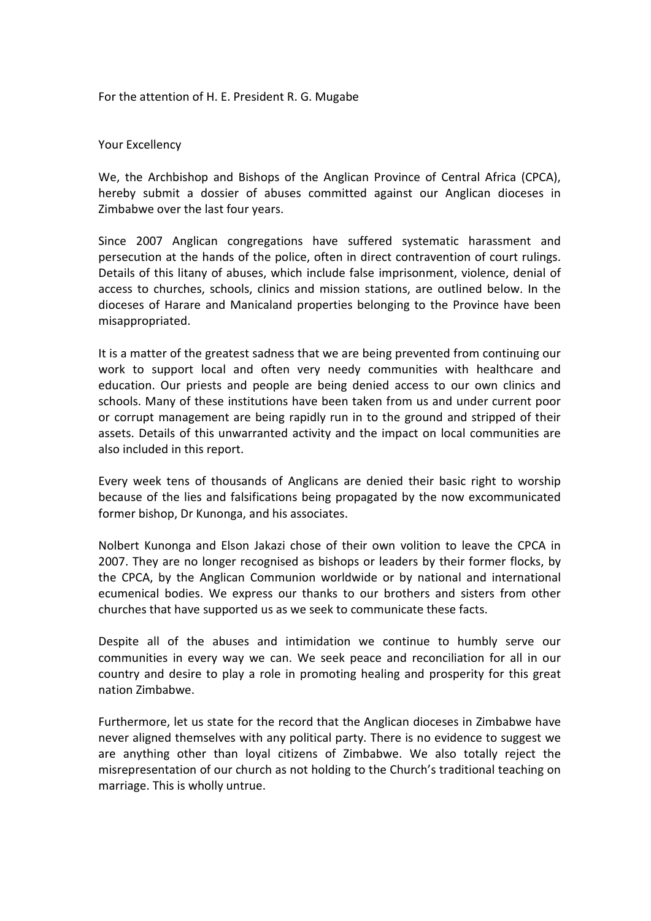For the attention of H. E. President R. G. Mugabe

Your Excellency

We, the Archbishop and Bishops of the Anglican Province of Central Africa (CPCA), hereby submit a dossier of abuses committed against our Anglican dioceses in Zimbabwe over the last four years.

Since 2007 Anglican congregations have suffered systematic harassment and persecution at the hands of the police, often in direct contravention of court rulings. Details of this litany of abuses, which include false imprisonment, violence, denial of access to churches, schools, clinics and mission stations, are outlined below. In the dioceses of Harare and Manicaland properties belonging to the Province have been misappropriated.

It is a matter of the greatest sadness that we are being prevented from continuing our work to support local and often very needy communities with healthcare and education. Our priests and people are being denied access to our own clinics and schools. Many of these institutions have been taken from us and under current poor or corrupt management are being rapidly run in to the ground and stripped of their assets. Details of this unwarranted activity and the impact on local communities are also included in this report.

Every week tens of thousands of Anglicans are denied their basic right to worship because of the lies and falsifications being propagated by the now excommunicated former bishop, Dr Kunonga, and his associates.

Nolbert Kunonga and Elson Jakazi chose of their own volition to leave the CPCA in 2007. They are no longer recognised as bishops or leaders by their former flocks, by the CPCA, by the Anglican Communion worldwide or by national and international ecumenical bodies. We express our thanks to our brothers and sisters from other churches that have supported us as we seek to communicate these facts.

Despite all of the abuses and intimidation we continue to humbly serve our communities in every way we can. We seek peace and reconciliation for all in our country and desire to play a role in promoting healing and prosperity for this great nation Zimbabwe.

Furthermore, let us state for the record that the Anglican dioceses in Zimbabwe have never aligned themselves with any political party. There is no evidence to suggest we are anything other than loyal citizens of Zimbabwe. We also totally reject the misrepresentation of our church as not holding to the Church's traditional teaching on marriage. This is wholly untrue.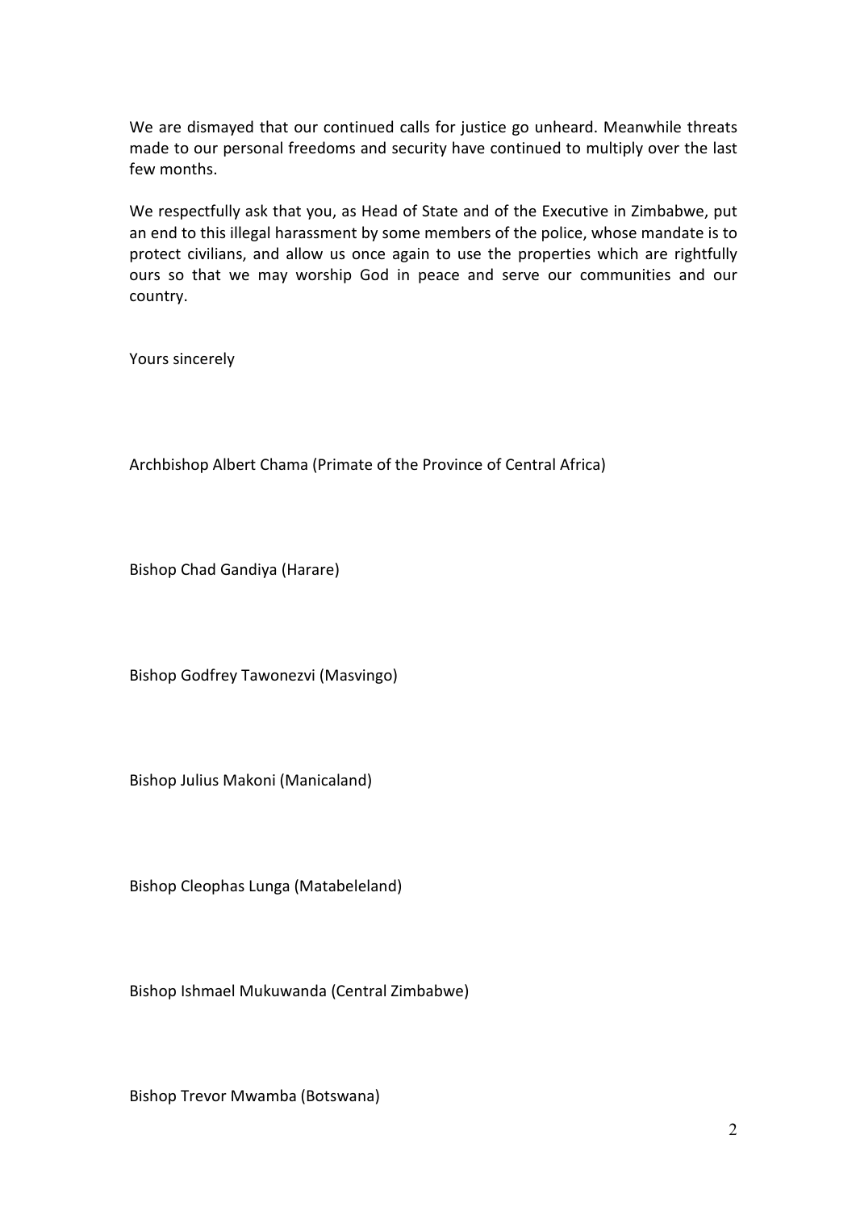We are dismayed that our continued calls for justice go unheard. Meanwhile threats made to our personal freedoms and security have continued to multiply over the last few months.

We respectfully ask that you, as Head of State and of the Executive in Zimbabwe, put an end to this illegal harassment by some members of the police, whose mandate is to protect civilians, and allow us once again to use the properties which are rightfully ours so that we may worship God in peace and serve our communities and our country.

Yours sincerely

Archbishop Albert Chama (Primate of the Province of Central Africa)

Bishop Chad Gandiya (Harare)

Bishop Godfrey Tawonezvi (Masvingo)

Bishop Julius Makoni (Manicaland)

Bishop Cleophas Lunga (Matabeleland)

Bishop Ishmael Mukuwanda (Central Zimbabwe)

Bishop Trevor Mwamba (Botswana)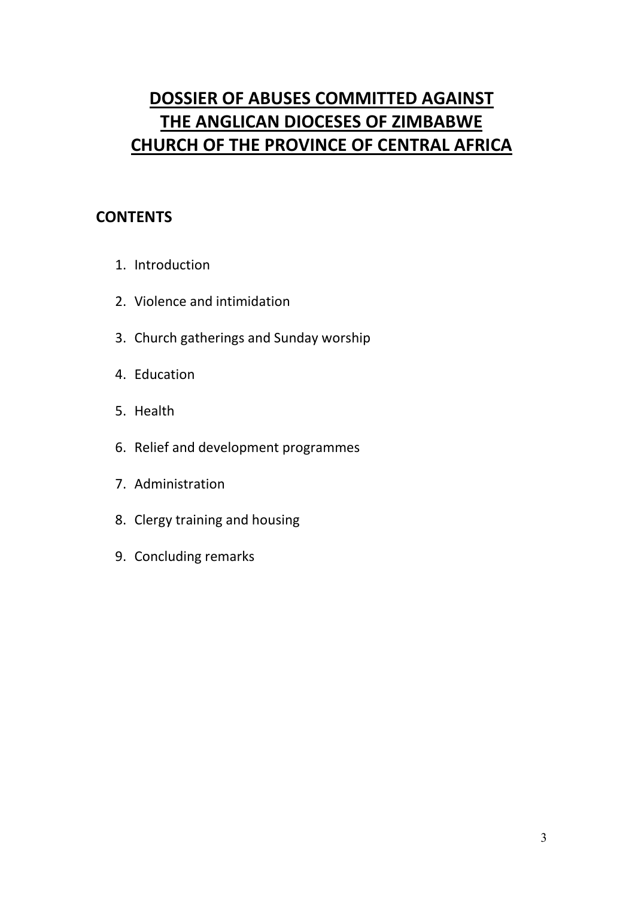# DOSSIER OF ABUSES COMMITTED AGAINST THE ANGLICAN DIOCESES OF ZIMBABWE CHURCH OF THE PROVINCE OF CENTRAL AFRICA

## CONTENTS

1. Introduction
2. Violence and intimidation
3. Church gatherings and Sunday worship
4. Education
5. Health
6. Relief and development programmes
7. Administration
8. Clergy training and housing
9. Concluding remarks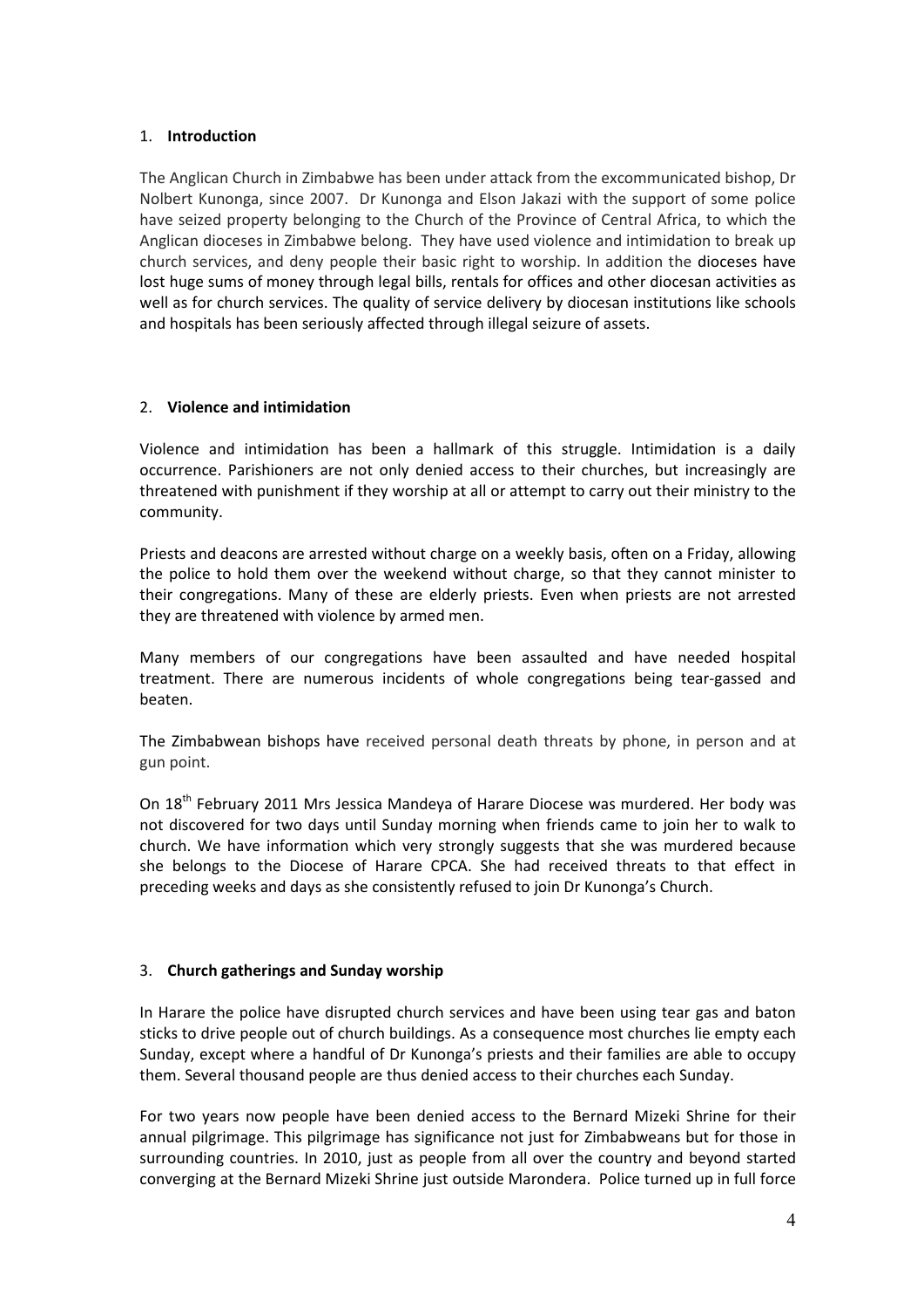## 1. **Introduction**

The Anglican Church in Zimbabwe has been under attack from the excommunicated bishop, Dr Nolbert Kunonga, since 2007. Dr Kunonga and Elson Jakazi with the support of some police have seized property belonging to the Church of the Province of Central Africa, to which the Anglican dioceses in Zimbabwe belong. They have used violence and intimidation to break up church services, and deny people their basic right to worship. In addition the dioceses have lost huge sums of money through legal bills, rentals for offices and other diocesan activities as well as for church services. The quality of service delivery by diocesan institutions like schools and hospitals has been seriously affected through illegal seizure of assets.

## 2. **Violence and intimidation**

Violence and intimidation has been a hallmark of this struggle. Intimidation is a daily occurrence. Parishioners are not only denied access to their churches, but increasingly are threatened with punishment if they worship at all or attempt to carry out their ministry to the community.

Priests and deacons are arrested without charge on a weekly basis, often on a Friday, allowing the police to hold them over the weekend without charge, so that they cannot minister to their congregations. Many of these are elderly priests. Even when priests are not arrested they are threatened with violence by armed men.

Many members of our congregations have been assaulted and have needed hospital treatment. There are numerous incidents of whole congregations being tear-gassed and beaten.

The Zimbabwean bishops have received personal death threats by phone, in person and at gun point.

On 18th February 2011 Mrs Jessica Mandeya of Harare Diocese was murdered. Her body was not discovered for two days until Sunday morning when friends came to join her to walk to church. We have information which very strongly suggests that she was murdered because she belongs to the Diocese of Harare CPCA. She had received threats to that effect in preceding weeks and days as she consistently refused to join Dr Kunonga's Church.

## 3. **Church gatherings and Sunday worship**

In Harare the police have disrupted church services and have been using tear gas and baton sticks to drive people out of church buildings. As a consequence most churches lie empty each Sunday, except where a handful of Dr Kunonga's priests and their families are able to occupy them. Several thousand people are thus denied access to their churches each Sunday.

For two years now people have been denied access to the Bernard Mizeki Shrine for their annual pilgrimage. This pilgrimage has significance not just for Zimbabweans but for those in surrounding countries. In 2010, just as people from all over the country and beyond started converging at the Bernard Mizeki Shrine just outside Marondera. Police turned up in full force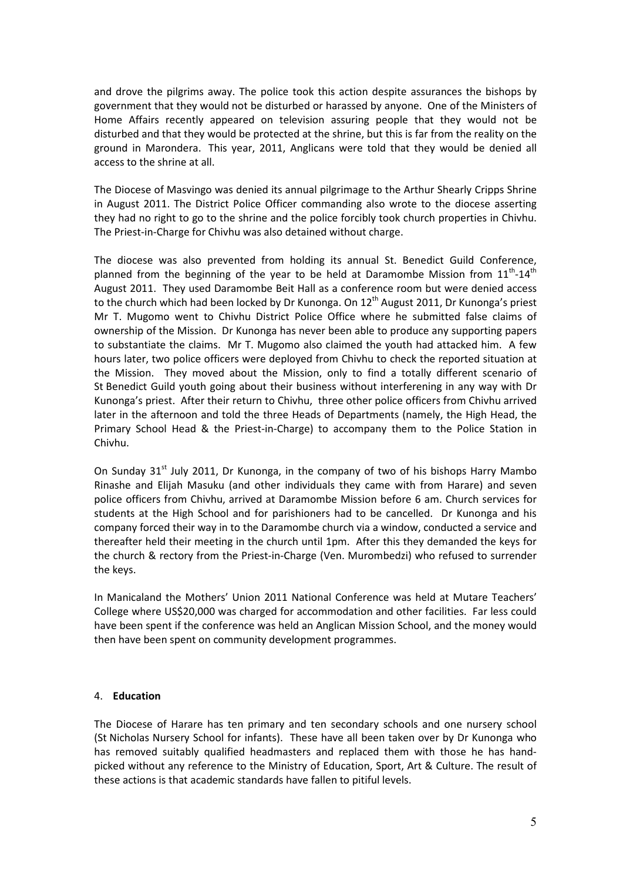and drove the pilgrims away. The police took this action despite assurances the bishops by government that they would not be disturbed or harassed by anyone. One of the Ministers of Home Affairs recently appeared on television assuring people that they would not be disturbed and that they would be protected at the shrine, but this is far from the reality on the ground in Marondera. This year, 2011, Anglicans were told that they would be denied all access to the shrine at all.

The Diocese of Masvingo was denied its annual pilgrimage to the Arthur Shearly Cripps Shrine in August 2011. The District Police Officer commanding also wrote to the diocese asserting they had no right to go to the shrine and the police forcibly took church properties in Chivhu. The Priest-in-Charge for Chivhu was also detained without charge.

The diocese was also prevented from holding its annual St. Benedict Guild Conference, planned from the beginning of the year to be held at Daramombe Mission from 11th-14th August 2011. They used Daramombe Beit Hall as a conference room but were denied access to the church which had been locked by Dr Kunonga. On 12th August 2011, Dr Kunonga's priest Mr T. Mugomo went to Chivhu District Police Office where he submitted false claims of ownership of the Mission. Dr Kunonga has never been able to produce any supporting papers to substantiate the claims. Mr T. Mugomo also claimed the youth had attacked him. A few hours later, two police officers were deployed from Chivhu to check the reported situation at the Mission. They moved about the Mission, only to find a totally different scenario of St Benedict Guild youth going about their business without interfering in any way with Dr Kunonga's priest. After their return to Chivhu, three other police officers from Chivhu arrived later in the afternoon and told the three Heads of Departments (namely, the High Head, the Primary School Head & the Priest-in-Charge) to accompany them to the Police Station in Chivhu.

On Sunday 31st July 2011, Dr Kunonga, in the company of two of his bishops Harry Mambo Rinashe and Elijah Masuku (and other individuals they came with from Harare) and seven police officers from Chivhu, arrived at Daramombe Mission before 6 am. Church services for students at the High School and for parishioners had to be cancelled. Dr Kunonga and his company forced their way in to the Daramombe church via a window, conducted a service and thereafter held their meeting in the church until 1pm. After this they demanded the keys for the church & rectory from the Priest-in-Charge (Ven. Murombedzi) who refused to surrender the keys.

In Manicaland the Mothers' Union 2011 National Conference was held at Mutare Teachers' College where US$20,000 was charged for accommodation and other facilities. Far less could have been spent if the conference was held an Anglican Mission School, and the money would then have been spent on community development programmes.

4. **Education**

The Diocese of Harare has ten primary and ten secondary schools and one nursery school (St Nicholas Nursery School for infants). These have all been taken over by Dr Kunonga who has removed suitably qualified headmasters and replaced them with those he has hand-picked without any reference to the Ministry of Education, Sport, Art & Culture. The result of these actions is that academic standards have fallen to pitiful levels.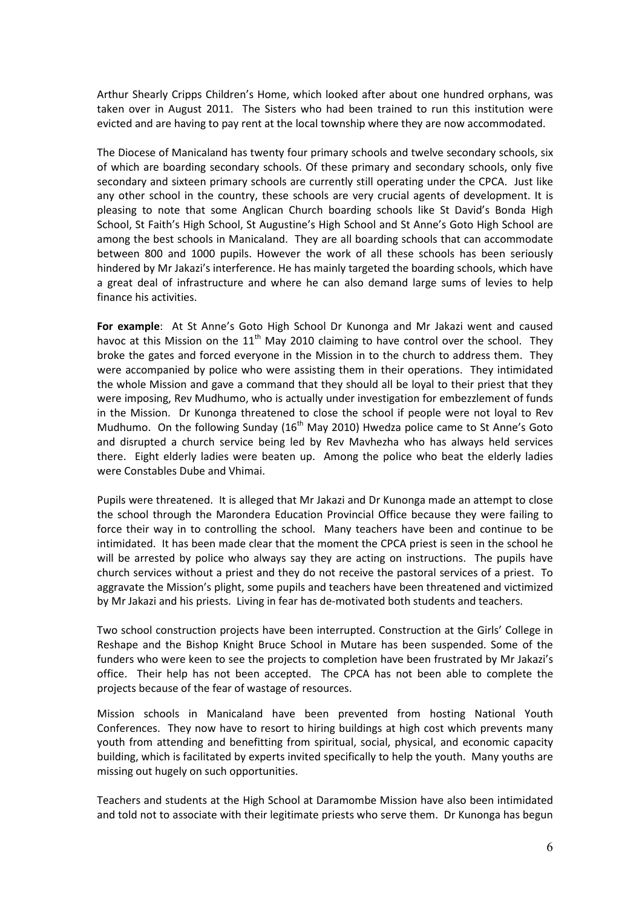Arthur Shearly Cripps Children's Home, which looked after about one hundred orphans, was taken over in August 2011. The Sisters who had been trained to run this institution were evicted and are having to pay rent at the local township where they are now accommodated.

The Diocese of Manicaland has twenty four primary schools and twelve secondary schools, six of which are boarding secondary schools. Of these primary and secondary schools, only five secondary and sixteen primary schools are currently still operating under the CPCA. Just like any other school in the country, these schools are very crucial agents of development. It is pleasing to note that some Anglican Church boarding schools like St David's Bonda High School, St Faith's High School, St Augustine's High School and St Anne's Goto High School are among the best schools in Manicaland. They are all boarding schools that can accommodate between 800 and 1000 pupils. However the work of all these schools has been seriously hindered by Mr Jakazi's interference. He has mainly targeted the boarding schools, which have a great deal of infrastructure and where he can also demand large sums of levies to help finance his activities.

**For example**: At St Anne's Goto High School Dr Kunonga and Mr Jakazi went and caused havoc at this Mission on the 11th May 2010 claiming to have control over the school. They broke the gates and forced everyone in the Mission in to the church to address them. They were accompanied by police who were assisting them in their operations. They intimidated the whole Mission and gave a command that they should all be loyal to their priest that they were imposing, Rev Mudhumo, who is actually under investigation for embezzlement of funds in the Mission. Dr Kunonga threatened to close the school if people were not loyal to Rev Mudhumo. On the following Sunday (16th May 2010) Hwedza police came to St Anne's Goto and disrupted a church service being led by Rev Mavhezha who has always held services there. Eight elderly ladies were beaten up. Among the police who beat the elderly ladies were Constables Dube and Vhimai.

Pupils were threatened. It is alleged that Mr Jakazi and Dr Kunonga made an attempt to close the school through the Marondera Education Provincial Office because they were failing to force their way in to controlling the school. Many teachers have been and continue to be intimidated. It has been made clear that the moment the CPCA priest is seen in the school he will be arrested by police who always say they are acting on instructions. The pupils have church services without a priest and they do not receive the pastoral services of a priest. To aggravate the Mission's plight, some pupils and teachers have been threatened and victimized by Mr Jakazi and his priests. Living in fear has de-motivated both students and teachers.

Two school construction projects have been interrupted. Construction at the Girls' College in Reshape and the Bishop Knight Bruce School in Mutare has been suspended. Some of the funders who were keen to see the projects to completion have been frustrated by Mr Jakazi's office. Their help has not been accepted. The CPCA has not been able to complete the projects because of the fear of wastage of resources.

Mission schools in Manicaland have been prevented from hosting National Youth Conferences. They now have to resort to hiring buildings at high cost which prevents many youth from attending and benefitting from spiritual, social, physical, and economic capacity building, which is facilitated by experts invited specifically to help the youth. Many youths are missing out hugely on such opportunities.

Teachers and students at the High School at Daramombe Mission have also been intimidated and told not to associate with their legitimate priests who serve them. Dr Kunonga has begun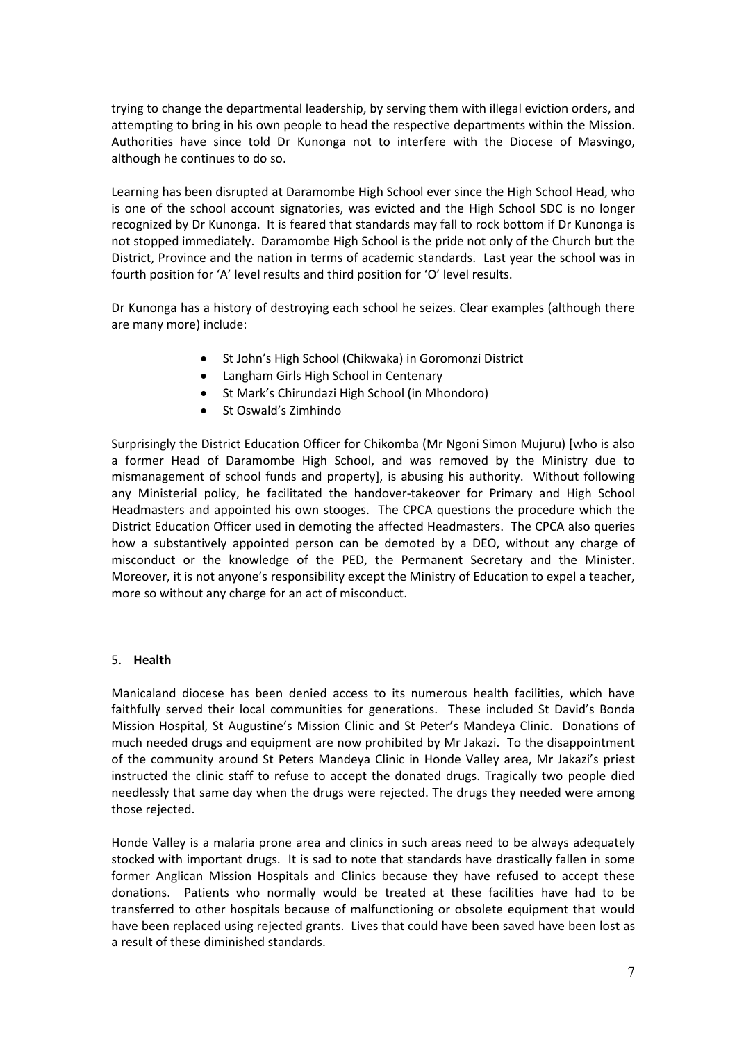trying to change the departmental leadership, by serving them with illegal eviction orders, and attempting to bring in his own people to head the respective departments within the Mission. Authorities have since told Dr Kunonga not to interfere with the Diocese of Masvingo, although he continues to do so.

Learning has been disrupted at Daramombe High School ever since the High School Head, who is one of the school account signatories, was evicted and the High School SDC is no longer recognized by Dr Kunonga. It is feared that standards may fall to rock bottom if Dr Kunonga is not stopped immediately. Daramombe High School is the pride not only of the Church but the District, Province and the nation in terms of academic standards. Last year the school was in fourth position for 'A' level results and third position for 'O' level results.

Dr Kunonga has a history of destroying each school he seizes. Clear examples (although there are many more) include:

- St John's High School (Chikwaka) in Goromonzi District
- Langham Girls High School in Centenary
- St Mark's Chirundazi High School (in Mhondoro)
- St Oswald's Zimhindo

Surprisingly the District Education Officer for Chikomba (Mr Ngoni Simon Mujuru) [who is also a former Head of Daramombe High School, and was removed by the Ministry due to mismanagement of school funds and property], is abusing his authority. Without following any Ministerial policy, he facilitated the handover-takeover for Primary and High School Headmasters and appointed his own stooges. The CPCA questions the procedure which the District Education Officer used in demoting the affected Headmasters. The CPCA also queries how a substantively appointed person can be demoted by a DEO, without any charge of misconduct or the knowledge of the PED, the Permanent Secretary and the Minister. Moreover, it is not anyone's responsibility except the Ministry of Education to expel a teacher, more so without any charge for an act of misconduct.

5. **Health**

Manicaland diocese has been denied access to its numerous health facilities, which have faithfully served their local communities for generations. These included St David's Bonda Mission Hospital, St Augustine's Mission Clinic and St Peter's Mandeya Clinic. Donations of much needed drugs and equipment are now prohibited by Mr Jakazi. To the disappointment of the community around St Peters Mandeya Clinic in Honde Valley area, Mr Jakazi's priest instructed the clinic staff to refuse to accept the donated drugs. Tragically two people died needlessly that same day when the drugs were rejected. The drugs they needed were among those rejected.

Honde Valley is a malaria prone area and clinics in such areas need to be always adequately stocked with important drugs. It is sad to note that standards have drastically fallen in some former Anglican Mission Hospitals and Clinics because they have refused to accept these donations. Patients who normally would be treated at these facilities have had to be transferred to other hospitals because of malfunctioning or obsolete equipment that would have been replaced using rejected grants. Lives that could have been saved have been lost as a result of these diminished standards.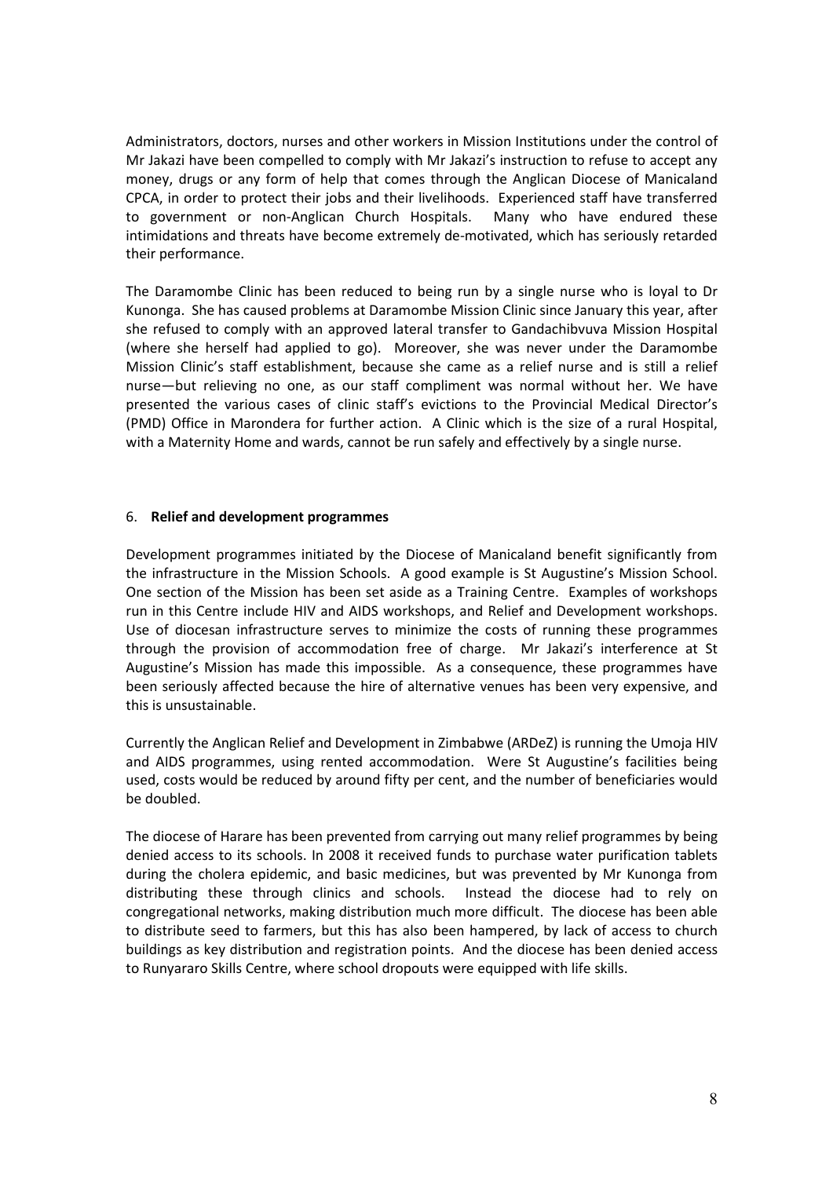Administrators, doctors, nurses and other workers in Mission Institutions under the control of Mr Jakazi have been compelled to comply with Mr Jakazi's instruction to refuse to accept any money, drugs or any form of help that comes through the Anglican Diocese of Manicaland CPCA, in order to protect their jobs and their livelihoods. Experienced staff have transferred to government or non-Anglican Church Hospitals. Many who have endured these intimidations and threats have become extremely de-motivated, which has seriously retarded their performance.

The Daramombe Clinic has been reduced to being run by a single nurse who is loyal to Dr Kunonga. She has caused problems at Daramombe Mission Clinic since January this year, after she refused to comply with an approved lateral transfer to Gandachibvuva Mission Hospital (where she herself had applied to go). Moreover, she was never under the Daramombe Mission Clinic's staff establishment, because she came as a relief nurse and is still a relief nurse—but relieving no one, as our staff compliment was normal without her. We have presented the various cases of clinic staff's evictions to the Provincial Medical Director's (PMD) Office in Marondera for further action. A Clinic which is the size of a rural Hospital, with a Maternity Home and wards, cannot be run safely and effectively by a single nurse.

6. **Relief and development programmes**

Development programmes initiated by the Diocese of Manicaland benefit significantly from the infrastructure in the Mission Schools. A good example is St Augustine's Mission School. One section of the Mission has been set aside as a Training Centre. Examples of workshops run in this Centre include HIV and AIDS workshops, and Relief and Development workshops. Use of diocesan infrastructure serves to minimize the costs of running these programmes through the provision of accommodation free of charge. Mr Jakazi's interference at St Augustine's Mission has made this impossible. As a consequence, these programmes have been seriously affected because the hire of alternative venues has been very expensive, and this is unsustainable.

Currently the Anglican Relief and Development in Zimbabwe (ARDeZ) is running the Umoja HIV and AIDS programmes, using rented accommodation. Were St Augustine's facilities being used, costs would be reduced by around fifty per cent, and the number of beneficiaries would be doubled.

The diocese of Harare has been prevented from carrying out many relief programmes by being denied access to its schools. In 2008 it received funds to purchase water purification tablets during the cholera epidemic, and basic medicines, but was prevented by Mr Kunonga from distributing these through clinics and schools. Instead the diocese had to rely on congregational networks, making distribution much more difficult. The diocese has been able to distribute seed to farmers, but this has also been hampered, by lack of access to church buildings as key distribution and registration points. And the diocese has been denied access to Runyararo Skills Centre, where school dropouts were equipped with life skills.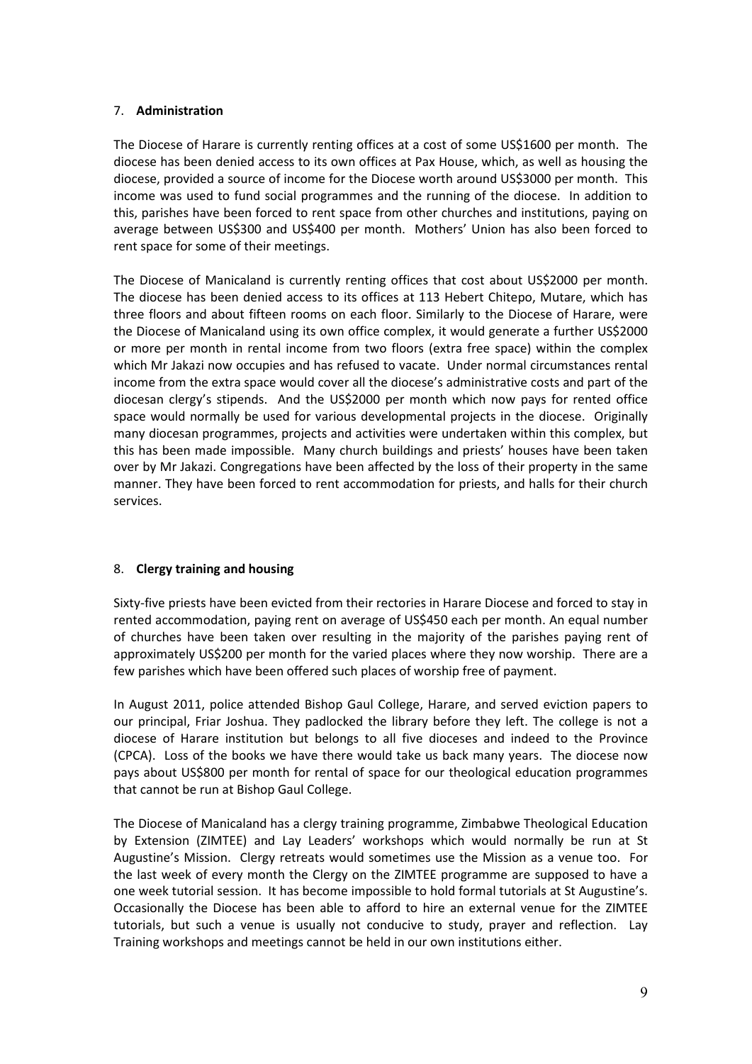7. **Administration**

The Diocese of Harare is currently renting offices at a cost of some US$1600 per month. The diocese has been denied access to its own offices at Pax House, which, as well as housing the diocese, provided a source of income for the Diocese worth around US$3000 per month. This income was used to fund social programmes and the running of the diocese. In addition to this, parishes have been forced to rent space from other churches and institutions, paying on average between US$300 and US$400 per month. Mothers' Union has also been forced to rent space for some of their meetings.

The Diocese of Manicaland is currently renting offices that cost about US$2000 per month. The diocese has been denied access to its offices at 113 Hebert Chitepo, Mutare, which has three floors and about fifteen rooms on each floor. Similarly to the Diocese of Harare, were the Diocese of Manicaland using its own office complex, it would generate a further US$2000 or more per month in rental income from two floors (extra free space) within the complex which Mr Jakazi now occupies and has refused to vacate. Under normal circumstances rental income from the extra space would cover all the diocese's administrative costs and part of the diocesan clergy's stipends. And the US$2000 per month which now pays for rented office space would normally be used for various developmental projects in the diocese. Originally many diocesan programmes, projects and activities were undertaken within this complex, but this has been made impossible. Many church buildings and priests' houses have been taken over by Mr Jakazi. Congregations have been affected by the loss of their property in the same manner. They have been forced to rent accommodation for priests, and halls for their church services.

8. **Clergy training and housing**

Sixty-five priests have been evicted from their rectories in Harare Diocese and forced to stay in rented accommodation, paying rent on average of US$450 each per month. An equal number of churches have been taken over resulting in the majority of the parishes paying rent of approximately US$200 per month for the varied places where they now worship. There are a few parishes which have been offered such places of worship free of payment.

In August 2011, police attended Bishop Gaul College, Harare, and served eviction papers to our principal, Friar Joshua. They padlocked the library before they left. The college is not a diocese of Harare institution but belongs to all five dioceses and indeed to the Province (CPCA). Loss of the books we have there would take us back many years. The diocese now pays about US$800 per month for rental of space for our theological education programmes that cannot be run at Bishop Gaul College.

The Diocese of Manicaland has a clergy training programme, Zimbabwe Theological Education by Extension (ZIMTEE) and Lay Leaders' workshops which would normally be run at St Augustine's Mission. Clergy retreats would sometimes use the Mission as a venue too. For the last week of every month the Clergy on the ZIMTEE programme are supposed to have a one week tutorial session. It has become impossible to hold formal tutorials at St Augustine's. Occasionally the Diocese has been able to afford to hire an external venue for the ZIMTEE tutorials, but such a venue is usually not conducive to study, prayer and reflection. Lay Training workshops and meetings cannot be held in our own institutions either.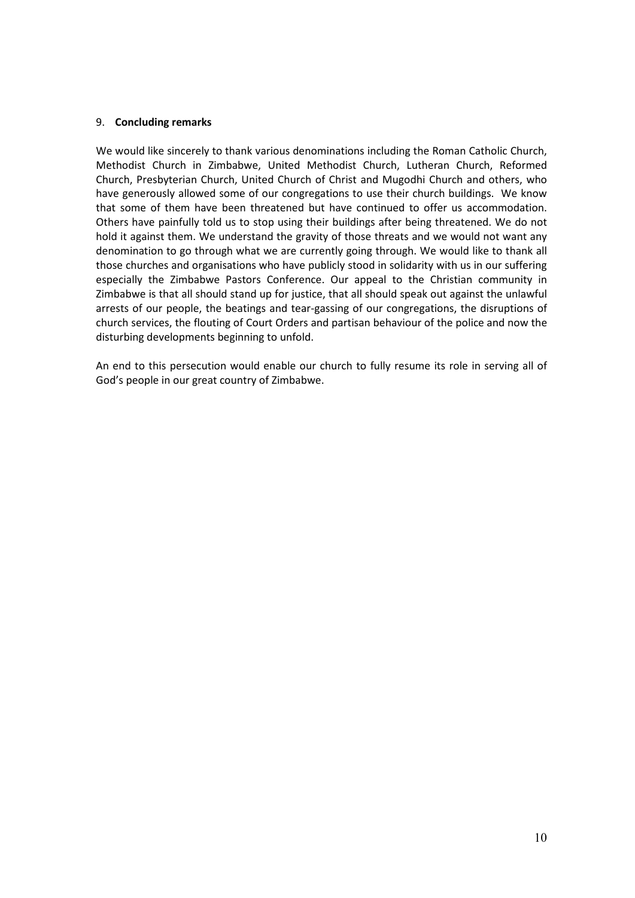## 9. **Concluding remarks**

We would like sincerely to thank various denominations including the Roman Catholic Church, Methodist Church in Zimbabwe, United Methodist Church, Lutheran Church, Reformed Church, Presbyterian Church, United Church of Christ and Mugodhi Church and others, who have generously allowed some of our congregations to use their church buildings. We know that some of them have been threatened but have continued to offer us accommodation. Others have painfully told us to stop using their buildings after being threatened. We do not hold it against them. We understand the gravity of those threats and we would not want any denomination to go through what we are currently going through. We would like to thank all those churches and organisations who have publicly stood in solidarity with us in our suffering especially the Zimbabwe Pastors Conference. Our appeal to the Christian community in Zimbabwe is that all should stand up for justice, that all should speak out against the unlawful arrests of our people, the beatings and tear-gassing of our congregations, the disruptions of church services, the flouting of Court Orders and partisan behaviour of the police and now the disturbing developments beginning to unfold.

An end to this persecution would enable our church to fully resume its role in serving all of God's people in our great country of Zimbabwe.